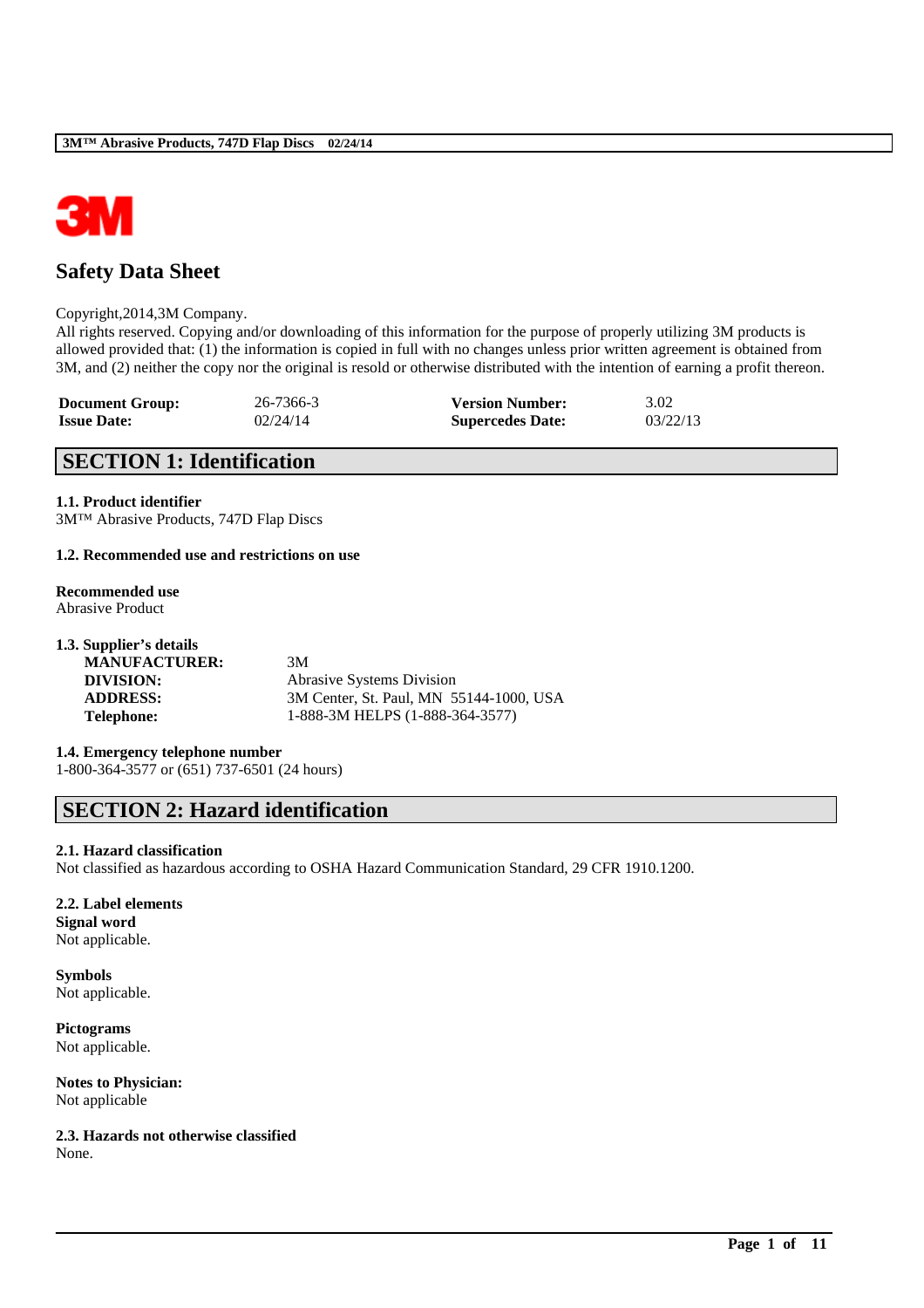# Safety Data Sheet

Copyright,2014,3M Company.
All rights reserved. Copying and/or downloading of this information for the purpose of properly utilizing 3M products is allowed provided that: (1) the information is copied in full with no changes unless prior written agreement is obtained from 3M, and (2) neither the copy nor the original is resold or otherwise distributed with the intention of earning a profit thereon.

| | | | |
|---|---|---|---|
| **Document Group:** | 26-7366-3 | **Version Number:** | 3.02 |
| **Issue Date:** | 02/24/14 | **Supercedes Date:** | 03/22/13 |

## SECTION 1: Identification

**1.1. Product identifier**
3M™ Abrasive Products, 747D Flap Discs

**1.2. Recommended use and restrictions on use**

**Recommended use**
Abrasive Product

**1.3. Supplier's details**

| | |
|---|---|
| **MANUFACTURER:** | 3M |
| **DIVISION:** | Abrasive Systems Division |
| **ADDRESS:** | 3M Center, St. Paul, MN 55144-1000, USA |
| **Telephone:** | 1-888-3M HELPS (1-888-364-3577) |

**1.4. Emergency telephone number**
1-800-364-3577 or (651) 737-6501 (24 hours)

## SECTION 2: Hazard identification

**2.1. Hazard classification**
Not classified as hazardous according to OSHA Hazard Communication Standard, 29 CFR 1910.1200.

**2.2. Label elements**
**Signal word**
Not applicable.

**Symbols**
Not applicable.

**Pictograms**
Not applicable.

**Notes to Physician:**
Not applicable

**2.3. Hazards not otherwise classified**
None.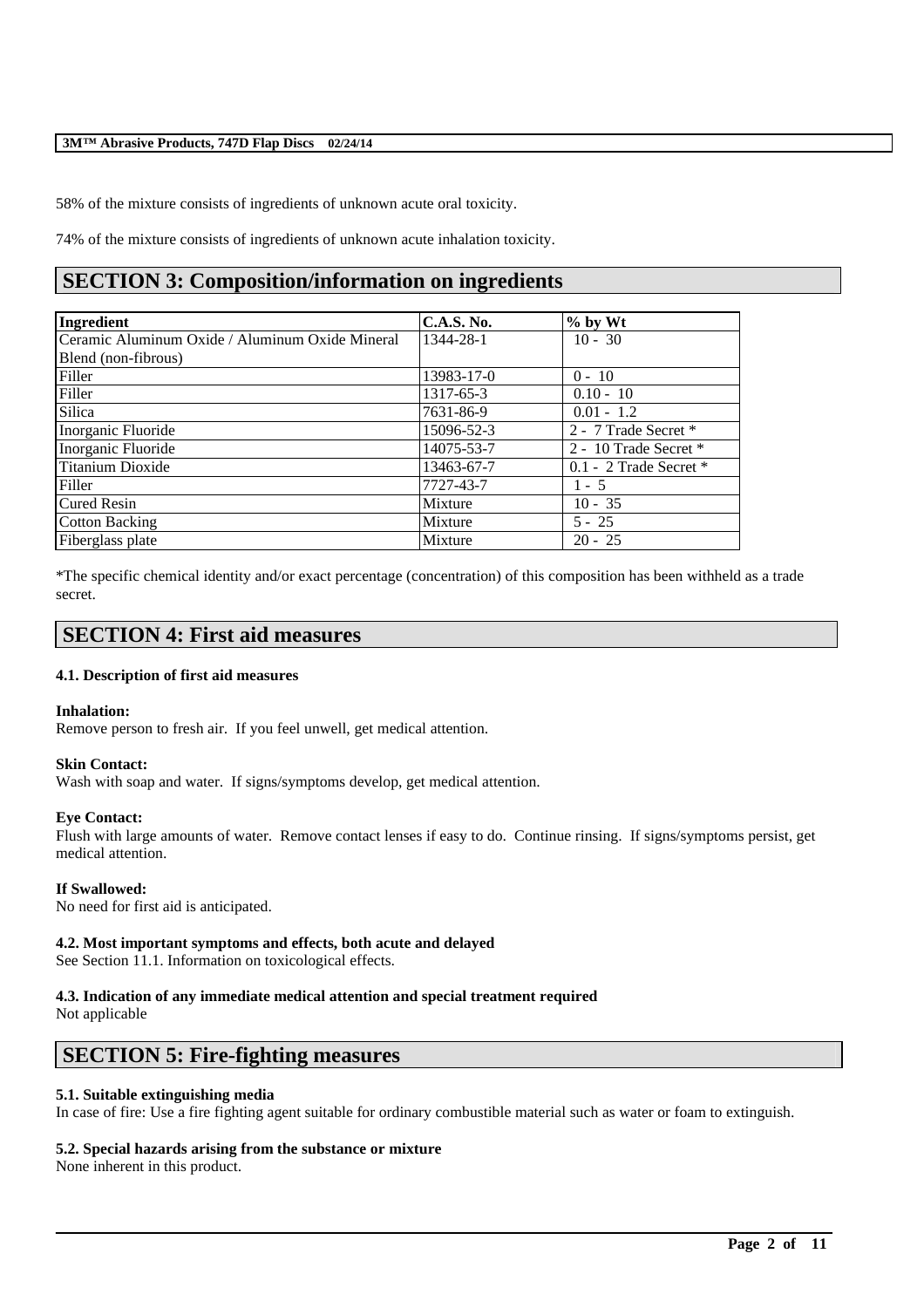58% of the mixture consists of ingredients of unknown acute oral toxicity.

74% of the mixture consists of ingredients of unknown acute inhalation toxicity.

# SECTION 3: Composition/information on ingredients

| Ingredient | C.A.S. No. | % by Wt |
|---|---|---|
| Ceramic Aluminum Oxide / Aluminum Oxide Mineral Blend (non-fibrous) | 1344-28-1 | 10 - 30 |
| Filler | 13983-17-0 | 0 - 10 |
| Filler | 1317-65-3 | 0.10 - 10 |
| Silica | 7631-86-9 | 0.01 - 1.2 |
| Inorganic Fluoride | 15096-52-3 | 2 - 7 Trade Secret * |
| Inorganic Fluoride | 14075-53-7 | 2 - 10 Trade Secret * |
| Titanium Dioxide | 13463-67-7 | 0.1 - 2 Trade Secret * |
| Filler | 7727-43-7 | 1 - 5 |
| Cured Resin | Mixture | 10 - 35 |
| Cotton Backing | Mixture | 5 - 25 |
| Fiberglass plate | Mixture | 20 - 25 |

*The specific chemical identity and/or exact percentage (concentration) of this composition has been withheld as a trade secret.

# SECTION 4: First aid measures

### 4.1. Description of first aid measures

**Inhalation:**
Remove person to fresh air. If you feel unwell, get medical attention.

**Skin Contact:**
Wash with soap and water. If signs/symptoms develop, get medical attention.

**Eye Contact:**
Flush with large amounts of water. Remove contact lenses if easy to do. Continue rinsing. If signs/symptoms persist, get medical attention.

**If Swallowed:**
No need for first aid is anticipated.

### 4.2. Most important symptoms and effects, both acute and delayed
See Section 11.1. Information on toxicological effects.

### 4.3. Indication of any immediate medical attention and special treatment required
Not applicable

# SECTION 5: Fire-fighting measures

### 5.1. Suitable extinguishing media
In case of fire: Use a fire fighting agent suitable for ordinary combustible material such as water or foam to extinguish.

### 5.2. Special hazards arising from the substance or mixture
None inherent in this product.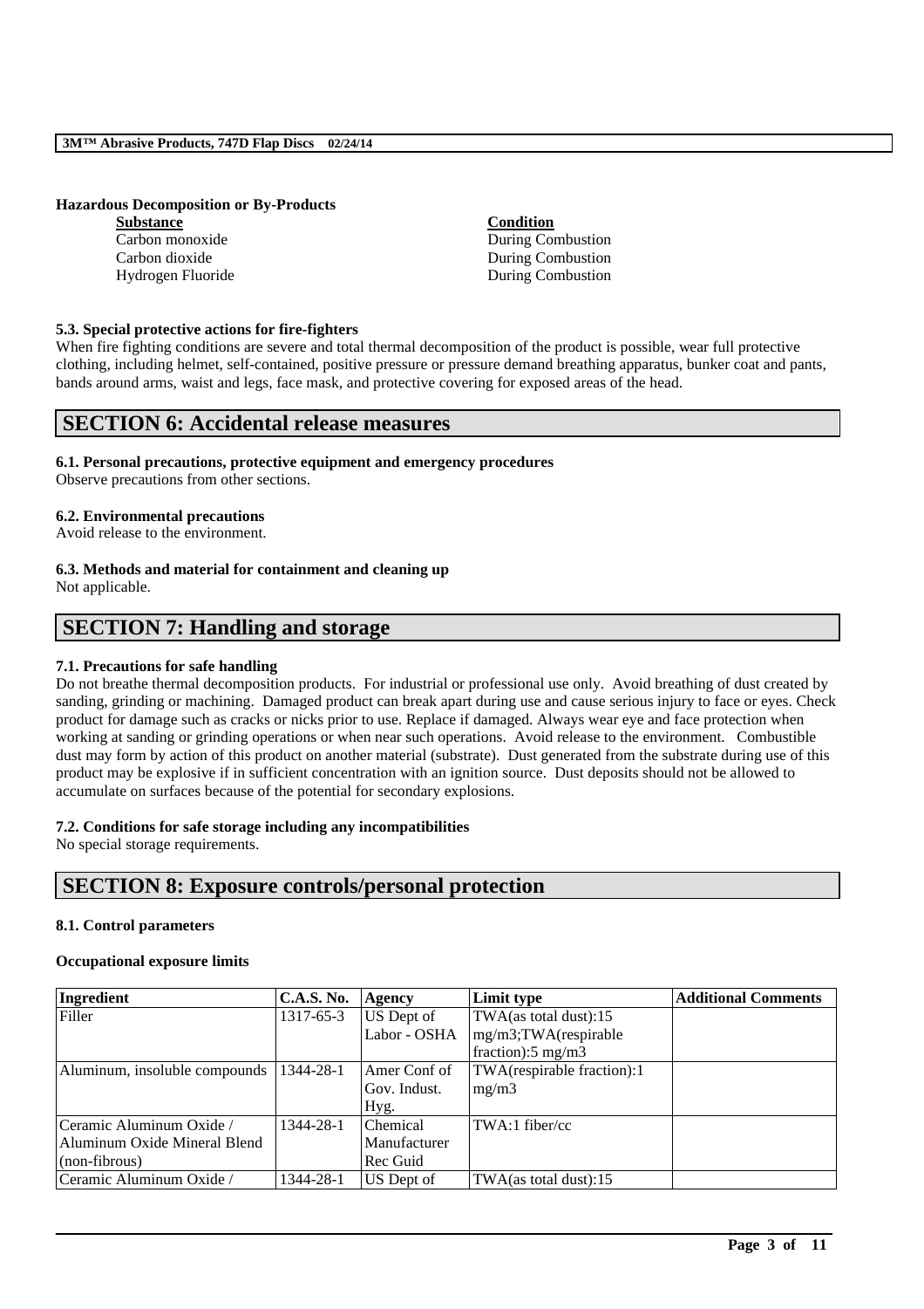**Hazardous Decomposition or By-Products**

| Substance | Condition |
| --- | --- |
| Carbon monoxide | During Combustion |
| Carbon dioxide | During Combustion |
| Hydrogen Fluoride | During Combustion |

**5.3. Special protective actions for fire-fighters**

When fire fighting conditions are severe and total thermal decomposition of the product is possible, wear full protective clothing, including helmet, self-contained, positive pressure or pressure demand breathing apparatus, bunker coat and pants, bands around arms, waist and legs, face mask, and protective covering for exposed areas of the head.

# SECTION 6: Accidental release measures

**6.1. Personal precautions, protective equipment and emergency procedures**

Observe precautions from other sections.

**6.2. Environmental precautions**

Avoid release to the environment.

**6.3. Methods and material for containment and cleaning up**

Not applicable.

# SECTION 7: Handling and storage

**7.1. Precautions for safe handling**

Do not breathe thermal decomposition products. For industrial or professional use only. Avoid breathing of dust created by sanding, grinding or machining. Damaged product can break apart during use and cause serious injury to face or eyes. Check product for damage such as cracks or nicks prior to use. Replace if damaged. Always wear eye and face protection when working at sanding or grinding operations or when near such operations. Avoid release to the environment. Combustible dust may form by action of this product on another material (substrate). Dust generated from the substrate during use of this product may be explosive if in sufficient concentration with an ignition source. Dust deposits should not be allowed to accumulate on surfaces because of the potential for secondary explosions.

**7.2. Conditions for safe storage including any incompatibilities**

No special storage requirements.

# SECTION 8: Exposure controls/personal protection

**8.1. Control parameters**

**Occupational exposure limits**

| Ingredient | C.A.S. No. | Agency | Limit type | Additional Comments |
| --- | --- | --- | --- | --- |
| Filler | 1317-65-3 | US Dept of Labor - OSHA | TWA(as total dust):15 mg/m3;TWA(respirable fraction):5 mg/m3 | |
| Aluminum, insoluble compounds | 1344-28-1 | Amer Conf of Gov. Indust. Hyg. | TWA(respirable fraction):1 mg/m3 | |
| Ceramic Aluminum Oxide / Aluminum Oxide Mineral Blend (non-fibrous) | 1344-28-1 | Chemical Manufacturer Rec Guid | TWA:1 fiber/cc | |
| Ceramic Aluminum Oxide / | 1344-28-1 | US Dept of | TWA(as total dust):15 | |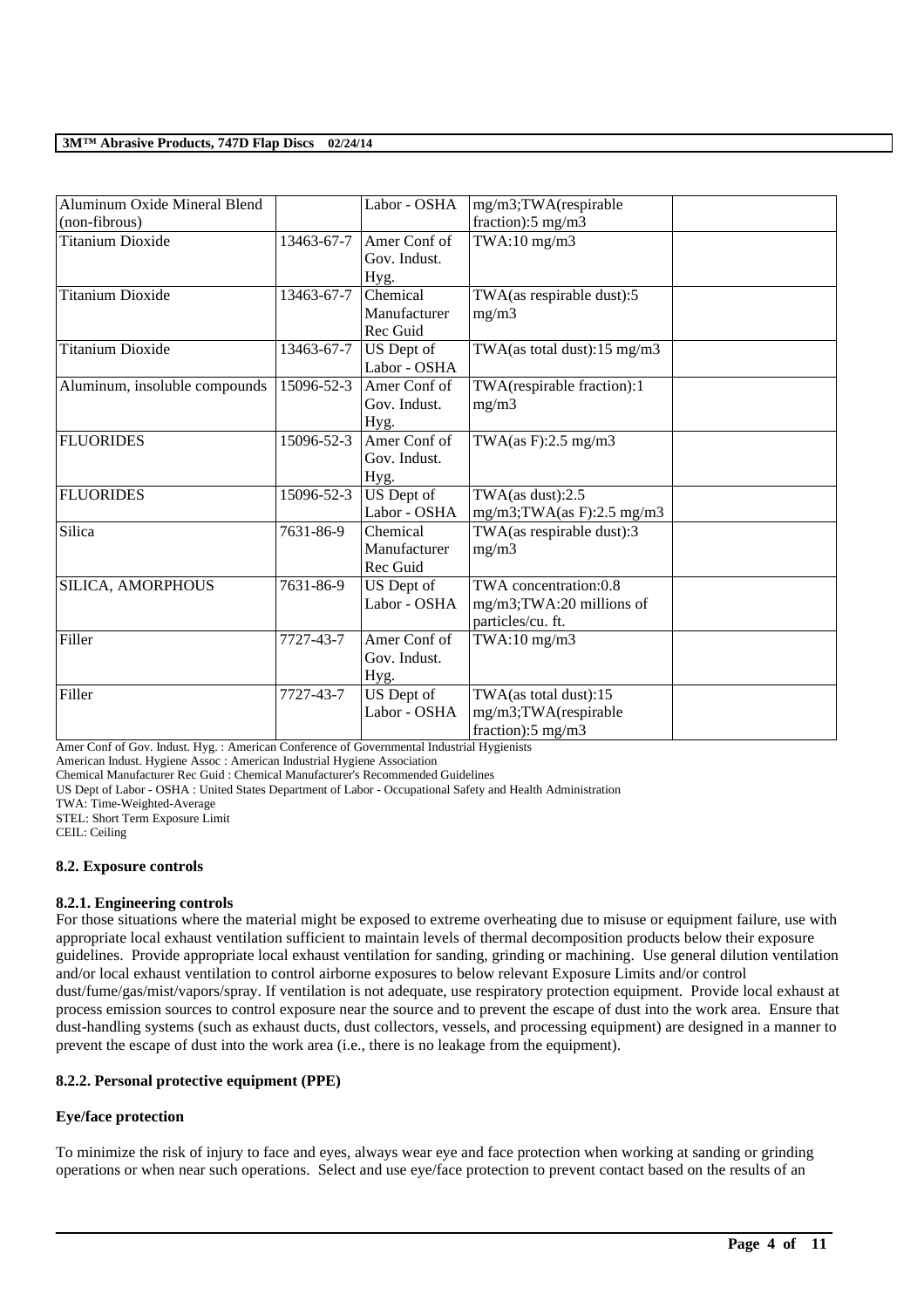| Aluminum Oxide Mineral Blend (non-fibrous) | | Labor - OSHA | mg/m3;TWA(respirable fraction):5 mg/m3 | |
|---|---|---|---|---|
| Titanium Dioxide | 13463-67-7 | Amer Conf of Gov. Indust. Hyg. | TWA:10 mg/m3 | |
| Titanium Dioxide | 13463-67-7 | Chemical Manufacturer Rec Guid | TWA(as respirable dust):5 mg/m3 | |
| Titanium Dioxide | 13463-67-7 | US Dept of Labor - OSHA | TWA(as total dust):15 mg/m3 | |
| Aluminum, insoluble compounds | 15096-52-3 | Amer Conf of Gov. Indust. Hyg. | TWA(respirable fraction):1 mg/m3 | |
| FLUORIDES | 15096-52-3 | Amer Conf of Gov. Indust. Hyg. | TWA(as F):2.5 mg/m3 | |
| FLUORIDES | 15096-52-3 | US Dept of Labor - OSHA | TWA(as dust):2.5 mg/m3;TWA(as F):2.5 mg/m3 | |
| Silica | 7631-86-9 | Chemical Manufacturer Rec Guid | TWA(as respirable dust):3 mg/m3 | |
| SILICA, AMORPHOUS | 7631-86-9 | US Dept of Labor - OSHA | TWA concentration:0.8 mg/m3;TWA:20 millions of particles/cu. ft. | |
| Filler | 7727-43-7 | Amer Conf of Gov. Indust. Hyg. | TWA:10 mg/m3 | |
| Filler | 7727-43-7 | US Dept of Labor - OSHA | TWA(as total dust):15 mg/m3;TWA(respirable fraction):5 mg/m3 | |

Amer Conf of Gov. Indust. Hyg. : American Conference of Governmental Industrial Hygienists
American Indust. Hygiene Assoc : American Industrial Hygiene Association
Chemical Manufacturer Rec Guid : Chemical Manufacturer's Recommended Guidelines
US Dept of Labor - OSHA : United States Department of Labor - Occupational Safety and Health Administration
TWA: Time-Weighted-Average
STEL: Short Term Exposure Limit
CEIL: Ceiling

**8.2. Exposure controls**

**8.2.1. Engineering controls**

For those situations where the material might be exposed to extreme overheating due to misuse or equipment failure, use with appropriate local exhaust ventilation sufficient to maintain levels of thermal decomposition products below their exposure guidelines. Provide appropriate local exhaust ventilation for sanding, grinding or machining. Use general dilution ventilation and/or local exhaust ventilation to control airborne exposures to below relevant Exposure Limits and/or control dust/fume/gas/mist/vapors/spray. If ventilation is not adequate, use respiratory protection equipment. Provide local exhaust at process emission sources to control exposure near the source and to prevent the escape of dust into the work area. Ensure that dust-handling systems (such as exhaust ducts, dust collectors, vessels, and processing equipment) are designed in a manner to prevent the escape of dust into the work area (i.e., there is no leakage from the equipment).

**8.2.2. Personal protective equipment (PPE)**

**Eye/face protection**

To minimize the risk of injury to face and eyes, always wear eye and face protection when working at sanding or grinding operations or when near such operations. Select and use eye/face protection to prevent contact based on the results of an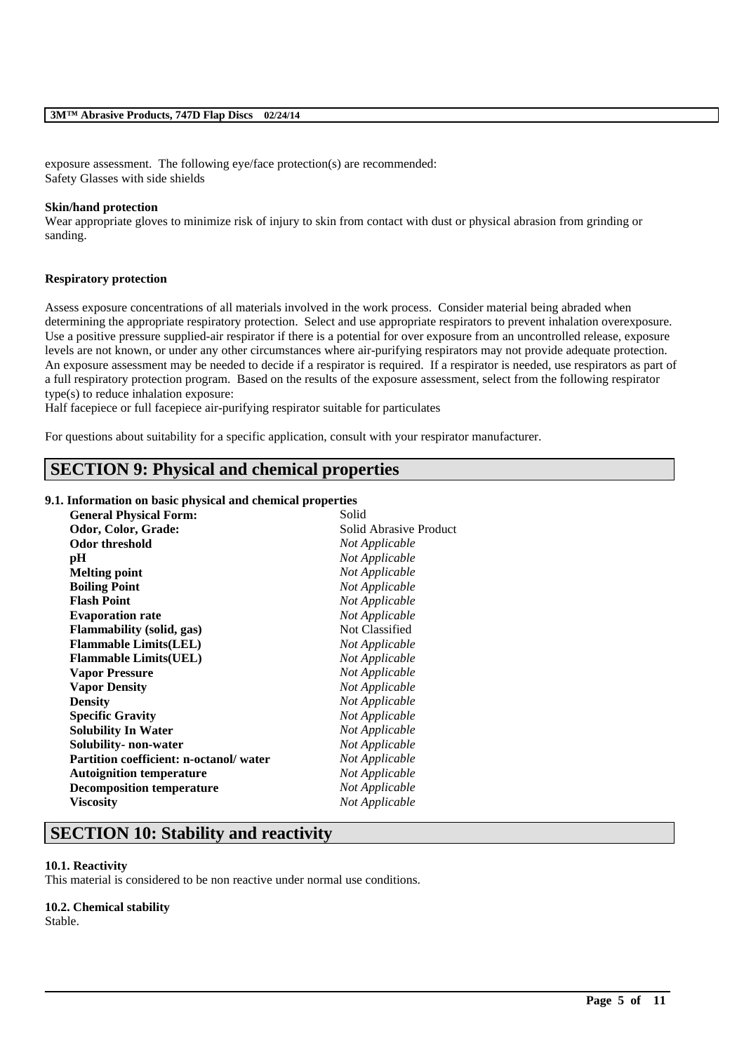exposure assessment. The following eye/face protection(s) are recommended:
Safety Glasses with side shields

**Skin/hand protection**
Wear appropriate gloves to minimize risk of injury to skin from contact with dust or physical abrasion from grinding or sanding.

**Respiratory protection**

Assess exposure concentrations of all materials involved in the work process. Consider material being abraded when determining the appropriate respiratory protection. Select and use appropriate respirators to prevent inhalation overexposure. Use a positive pressure supplied-air respirator if there is a potential for over exposure from an uncontrolled release, exposure levels are not known, or under any other circumstances where air-purifying respirators may not provide adequate protection. An exposure assessment may be needed to decide if a respirator is required. If a respirator is needed, use respirators as part of a full respiratory protection program. Based on the results of the exposure assessment, select from the following respirator type(s) to reduce inhalation exposure:
Half facepiece or full facepiece air-purifying respirator suitable for particulates

For questions about suitability for a specific application, consult with your respirator manufacturer.

## SECTION 9: Physical and chemical properties

### 9.1. Information on basic physical and chemical properties

| | |
|---|---|
| **General Physical Form:** | Solid |
| **Odor, Color, Grade:** | Solid Abrasive Product |
| **Odor threshold** | *Not Applicable* |
| **pH** | *Not Applicable* |
| **Melting point** | *Not Applicable* |
| **Boiling Point** | *Not Applicable* |
| **Flash Point** | *Not Applicable* |
| **Evaporation rate** | *Not Applicable* |
| **Flammability (solid, gas)** | Not Classified |
| **Flammable Limits(LEL)** | *Not Applicable* |
| **Flammable Limits(UEL)** | *Not Applicable* |
| **Vapor Pressure** | *Not Applicable* |
| **Vapor Density** | *Not Applicable* |
| **Density** | *Not Applicable* |
| **Specific Gravity** | *Not Applicable* |
| **Solubility In Water** | *Not Applicable* |
| **Solubility- non-water** | *Not Applicable* |
| **Partition coefficient: n-octanol/ water** | *Not Applicable* |
| **Autoignition temperature** | *Not Applicable* |
| **Decomposition temperature** | *Not Applicable* |
| **Viscosity** | *Not Applicable* |

## SECTION 10: Stability and reactivity

**10.1. Reactivity**
This material is considered to be non reactive under normal use conditions.

**10.2. Chemical stability**
Stable.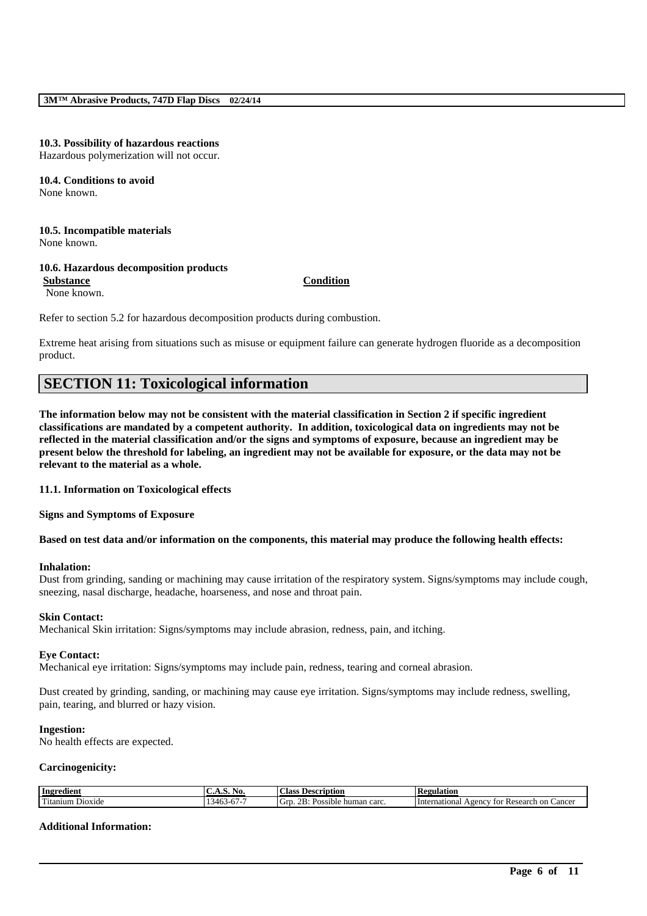### 10.3. Possibility of hazardous reactions

Hazardous polymerization will not occur.

### 10.4. Conditions to avoid

None known.

### 10.5. Incompatible materials

None known.

### 10.6. Hazardous decomposition products

| Substance | Condition |
|---|---|
| None known. | |

Refer to section 5.2 for hazardous decomposition products during combustion.

Extreme heat arising from situations such as misuse or equipment failure can generate hydrogen fluoride as a decomposition product.

## SECTION 11: Toxicological information

**The information below may not be consistent with the material classification in Section 2 if specific ingredient classifications are mandated by a competent authority. In addition, toxicological data on ingredients may not be reflected in the material classification and/or the signs and symptoms of exposure, because an ingredient may be present below the threshold for labeling, an ingredient may not be available for exposure, or the data may not be relevant to the material as a whole.**

### 11.1. Information on Toxicological effects

**Signs and Symptoms of Exposure**

**Based on test data and/or information on the components, this material may produce the following health effects:**

**Inhalation:**

Dust from grinding, sanding or machining may cause irritation of the respiratory system. Signs/symptoms may include cough, sneezing, nasal discharge, headache, hoarseness, and nose and throat pain.

**Skin Contact:**

Mechanical Skin irritation: Signs/symptoms may include abrasion, redness, pain, and itching.

**Eye Contact:**

Mechanical eye irritation: Signs/symptoms may include pain, redness, tearing and corneal abrasion.

Dust created by grinding, sanding, or machining may cause eye irritation. Signs/symptoms may include redness, swelling, pain, tearing, and blurred or hazy vision.

**Ingestion:**

No health effects are expected.

**Carcinogenicity:**

| Ingredient | C.A.S. No. | Class Description | Regulation |
|---|---|---|---|
| Titanium Dioxide | 13463-67-7 | Grp. 2B: Possible human carc. | International Agency for Research on Cancer |

**Additional Information:**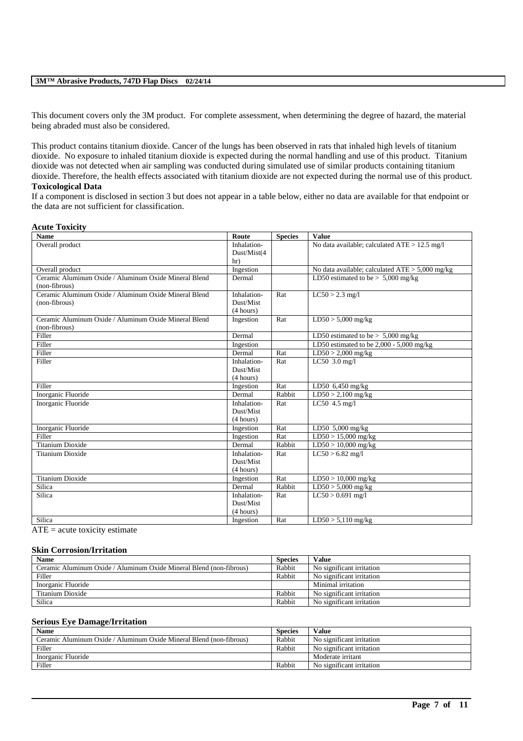This document covers only the 3M product. For complete assessment, when determining the degree of hazard, the material being abraded must also be considered.

This product contains titanium dioxide. Cancer of the lungs has been observed in rats that inhaled high levels of titanium dioxide. No exposure to inhaled titanium dioxide is expected during the normal handling and use of this product. Titanium dioxide was not detected when air sampling was conducted during simulated use of similar products containing titanium dioxide. Therefore, the health effects associated with titanium dioxide are not expected during the normal use of this product.

**Toxicological Data**

If a component is disclosed in section 3 but does not appear in a table below, either no data are available for that endpoint or the data are not sufficient for classification.

**Acute Toxicity**

| Name | Route | Species | Value |
|---|---|---|---|
| Overall product | Inhalation-Dust/Mist(4 hr) | | No data available; calculated ATE > 12.5 mg/l |
| Overall product | Ingestion | | No data available; calculated ATE > 5,000 mg/kg |
| Ceramic Aluminum Oxide / Aluminum Oxide Mineral Blend (non-fibrous) | Dermal | | LD50 estimated to be > 5,000 mg/kg |
| Ceramic Aluminum Oxide / Aluminum Oxide Mineral Blend (non-fibrous) | Inhalation-Dust/Mist (4 hours) | Rat | LC50 > 2.3 mg/l |
| Ceramic Aluminum Oxide / Aluminum Oxide Mineral Blend (non-fibrous) | Ingestion | Rat | LD50 > 5,000 mg/kg |
| Filler | Dermal | | LD50 estimated to be > 5,000 mg/kg |
| Filler | Ingestion | | LD50 estimated to be 2,000 - 5,000 mg/kg |
| Filler | Dermal | Rat | LD50 > 2,000 mg/kg |
| Filler | Inhalation-Dust/Mist (4 hours) | Rat | LC50 3.0 mg/l |
| Filler | Ingestion | Rat | LD50 6,450 mg/kg |
| Inorganic Fluoride | Dermal | Rabbit | LD50 > 2,100 mg/kg |
| Inorganic Fluoride | Inhalation-Dust/Mist (4 hours) | Rat | LC50 4.5 mg/l |
| Inorganic Fluoride | Ingestion | Rat | LD50 5,000 mg/kg |
| Filler | Ingestion | Rat | LD50 > 15,000 mg/kg |
| Titanium Dioxide | Dermal | Rabbit | LD50 > 10,000 mg/kg |
| Titanium Dioxide | Inhalation-Dust/Mist (4 hours) | Rat | LC50 > 6.82 mg/l |
| Titanium Dioxide | Ingestion | Rat | LD50 > 10,000 mg/kg |
| Silica | Dermal | Rabbit | LD50 > 5,000 mg/kg |
| Silica | Inhalation-Dust/Mist (4 hours) | Rat | LC50 > 0.691 mg/l |
| Silica | Ingestion | Rat | LD50 > 5,110 mg/kg |

ATE = acute toxicity estimate

**Skin Corrosion/Irritation**

| Name | Species | Value |
|---|---|---|
| Ceramic Aluminum Oxide / Aluminum Oxide Mineral Blend (non-fibrous) | Rabbit | No significant irritation |
| Filler | Rabbit | No significant irritation |
| Inorganic Fluoride | | Minimal irritation |
| Titanium Dioxide | Rabbit | No significant irritation |
| Silica | Rabbit | No significant irritation |

**Serious Eye Damage/Irritation**

| Name | Species | Value |
|---|---|---|
| Ceramic Aluminum Oxide / Aluminum Oxide Mineral Blend (non-fibrous) | Rabbit | No significant irritation |
| Filler | Rabbit | No significant irritation |
| Inorganic Fluoride | | Moderate irritant |
| Filler | Rabbit | No significant irritation |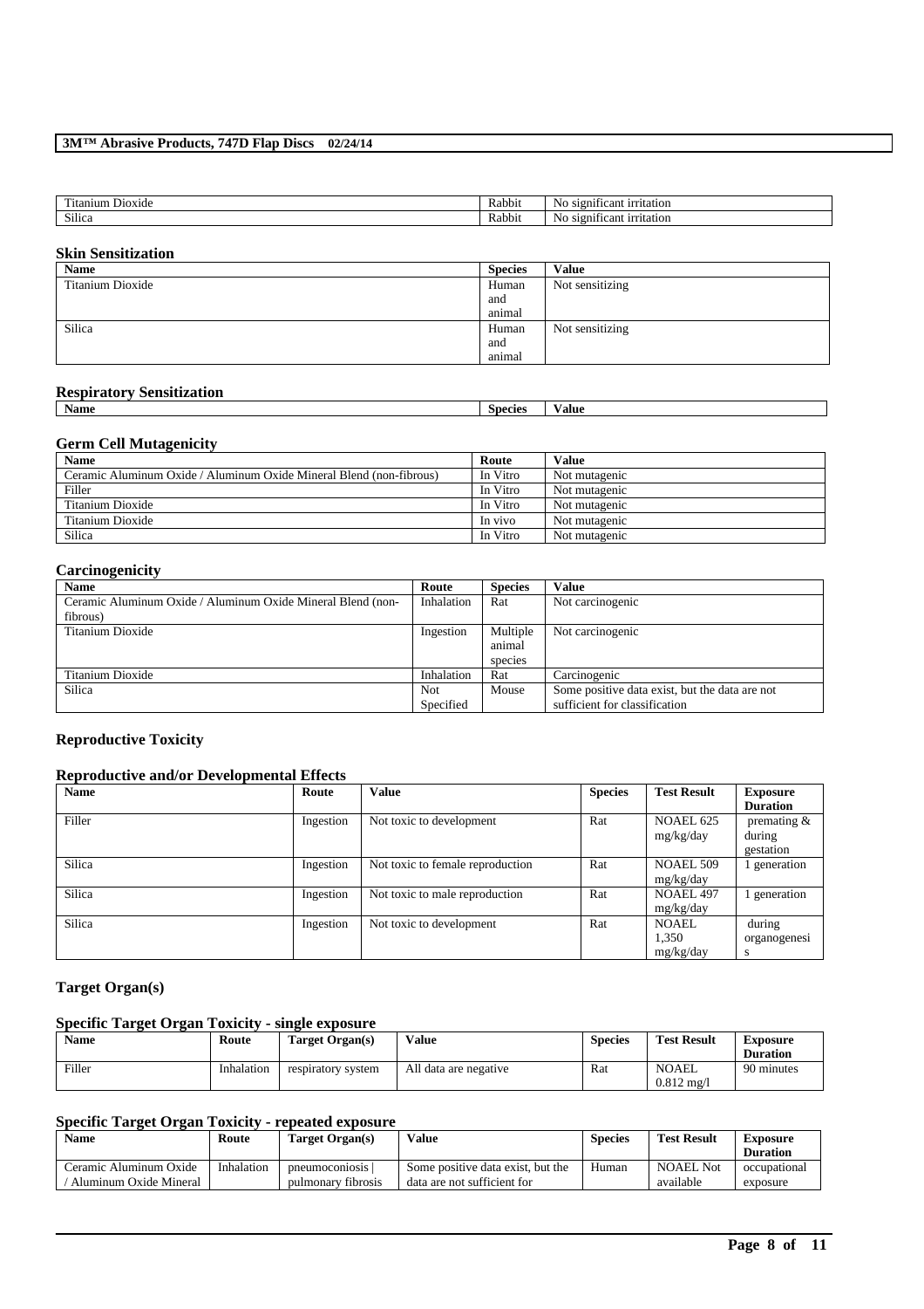| | | |
|---|---|---|
| Titanium Dioxide | Rabbit | No significant irritation |
| Silica | Rabbit | No significant irritation |

**Skin Sensitization**

| Name | Species | Value |
|---|---|---|
| Titanium Dioxide | Human and animal | Not sensitizing |
| Silica | Human and animal | Not sensitizing |

**Respiratory Sensitization**

| Name | Species | Value |
|---|---|---|

**Germ Cell Mutagenicity**

| Name | Route | Value |
|---|---|---|
| Ceramic Aluminum Oxide / Aluminum Oxide Mineral Blend (non-fibrous) | In Vitro | Not mutagenic |
| Filler | In Vitro | Not mutagenic |
| Titanium Dioxide | In Vitro | Not mutagenic |
| Titanium Dioxide | In vivo | Not mutagenic |
| Silica | In Vitro | Not mutagenic |

**Carcinogenicity**

| Name | Route | Species | Value |
|---|---|---|---|
| Ceramic Aluminum Oxide / Aluminum Oxide Mineral Blend (non-fibrous) | Inhalation | Rat | Not carcinogenic |
| Titanium Dioxide | Ingestion | Multiple animal species | Not carcinogenic |
| Titanium Dioxide | Inhalation | Rat | Carcinogenic |
| Silica | Not Specified | Mouse | Some positive data exist, but the data are not sufficient for classification |

### Reproductive Toxicity

**Reproductive and/or Developmental Effects**

| Name | Route | Value | Species | Test Result | Exposure Duration |
|---|---|---|---|---|---|
| Filler | Ingestion | Not toxic to development | Rat | NOAEL 625 mg/kg/day | premating & during gestation |
| Silica | Ingestion | Not toxic to female reproduction | Rat | NOAEL 509 mg/kg/day | 1 generation |
| Silica | Ingestion | Not toxic to male reproduction | Rat | NOAEL 497 mg/kg/day | 1 generation |
| Silica | Ingestion | Not toxic to development | Rat | NOAEL 1,350 mg/kg/day | during organogenesis |

### Target Organ(s)

**Specific Target Organ Toxicity - single exposure**

| Name | Route | Target Organ(s) | Value | Species | Test Result | Exposure Duration |
|---|---|---|---|---|---|---|
| Filler | Inhalation | respiratory system | All data are negative | Rat | NOAEL 0.812 mg/l | 90 minutes |

**Specific Target Organ Toxicity - repeated exposure**

| Name | Route | Target Organ(s) | Value | Species | Test Result | Exposure Duration |
|---|---|---|---|---|---|---|
| Ceramic Aluminum Oxide / Aluminum Oxide Mineral | Inhalation | pneumoconiosis \| pulmonary fibrosis | Some positive data exist, but the data are not sufficient for | Human | NOAEL Not available | occupational exposure |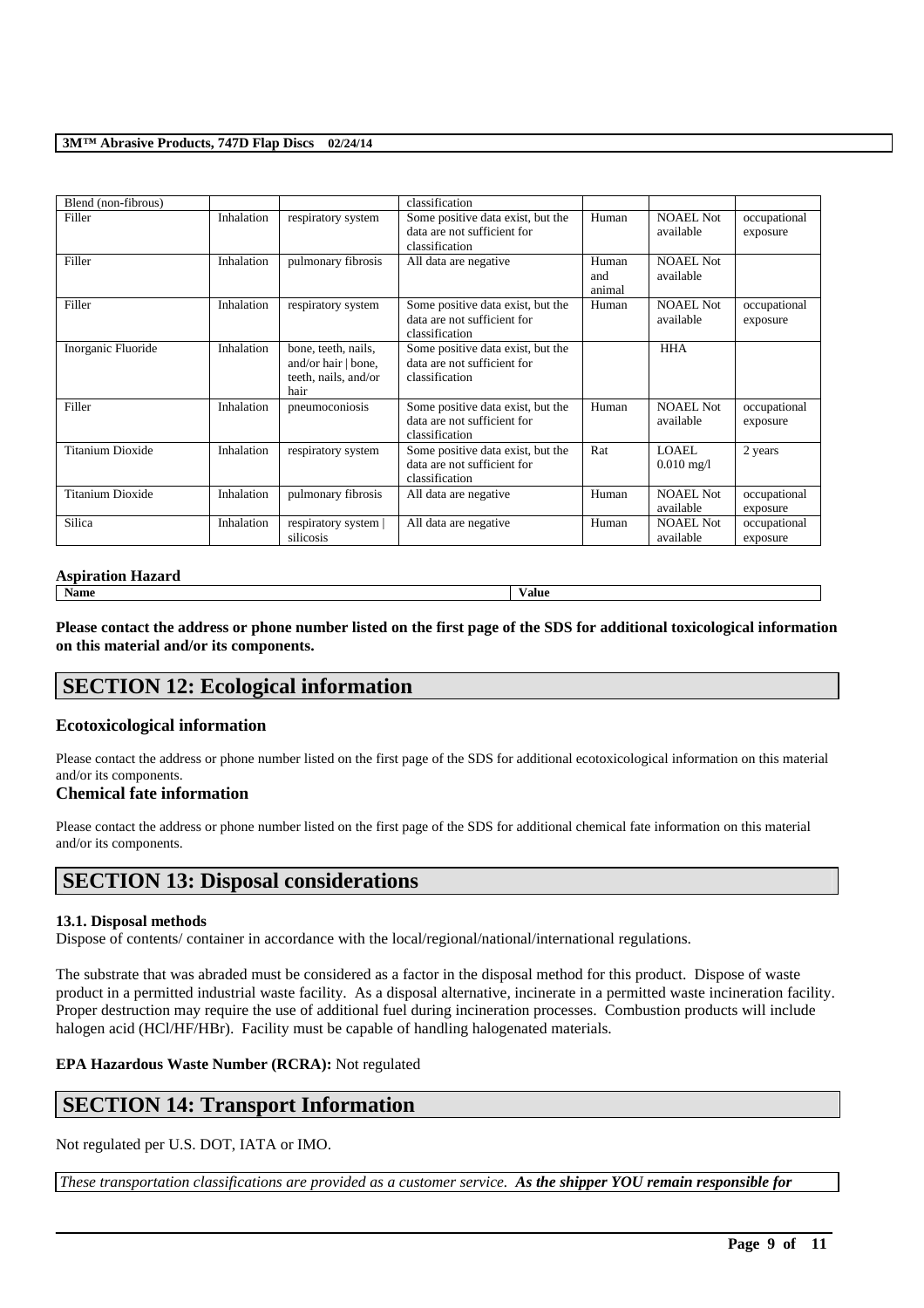| Blend (non-fibrous) | | | classification | | | |
|---|---|---|---|---|---|---|
| Filler | Inhalation | respiratory system | Some positive data exist, but the data are not sufficient for classification | Human | NOAEL Not available | occupational exposure |
| Filler | Inhalation | pulmonary fibrosis | All data are negative | Human and animal | NOAEL Not available | |
| Filler | Inhalation | respiratory system | Some positive data exist, but the data are not sufficient for classification | Human | NOAEL Not available | occupational exposure |
| Inorganic Fluoride | Inhalation | bone, teeth, nails, and/or hair \| bone, teeth, nails, and/or hair | Some positive data exist, but the data are not sufficient for classification | | HHA | |
| Filler | Inhalation | pneumoconiosis | Some positive data exist, but the data are not sufficient for classification | Human | NOAEL Not available | occupational exposure |
| Titanium Dioxide | Inhalation | respiratory system | Some positive data exist, but the data are not sufficient for classification | Rat | LOAEL 0.010 mg/l | 2 years |
| Titanium Dioxide | Inhalation | pulmonary fibrosis | All data are negative | Human | NOAEL Not available | occupational exposure |
| Silica | Inhalation | respiratory system \| silicosis | All data are negative | Human | NOAEL Not available | occupational exposure |

**Aspiration Hazard**

| Name | Value |
|---|---|

**Please contact the address or phone number listed on the first page of the SDS for additional toxicological information on this material and/or its components.**

## SECTION 12: Ecological information

### Ecotoxicological information

Please contact the address or phone number listed on the first page of the SDS for additional ecotoxicological information on this material and/or its components.

### Chemical fate information

Please contact the address or phone number listed on the first page of the SDS for additional chemical fate information on this material and/or its components.

## SECTION 13: Disposal considerations

**13.1. Disposal methods**

Dispose of contents/ container in accordance with the local/regional/national/international regulations.

The substrate that was abraded must be considered as a factor in the disposal method for this product. Dispose of waste product in a permitted industrial waste facility. As a disposal alternative, incinerate in a permitted waste incineration facility. Proper destruction may require the use of additional fuel during incineration processes. Combustion products will include halogen acid (HCl/HF/HBr). Facility must be capable of handling halogenated materials.

**EPA Hazardous Waste Number (RCRA):** Not regulated

## SECTION 14: Transport Information

Not regulated per U.S. DOT, IATA or IMO.

*These transportation classifications are provided as a customer service. **As the shipper YOU remain responsible for***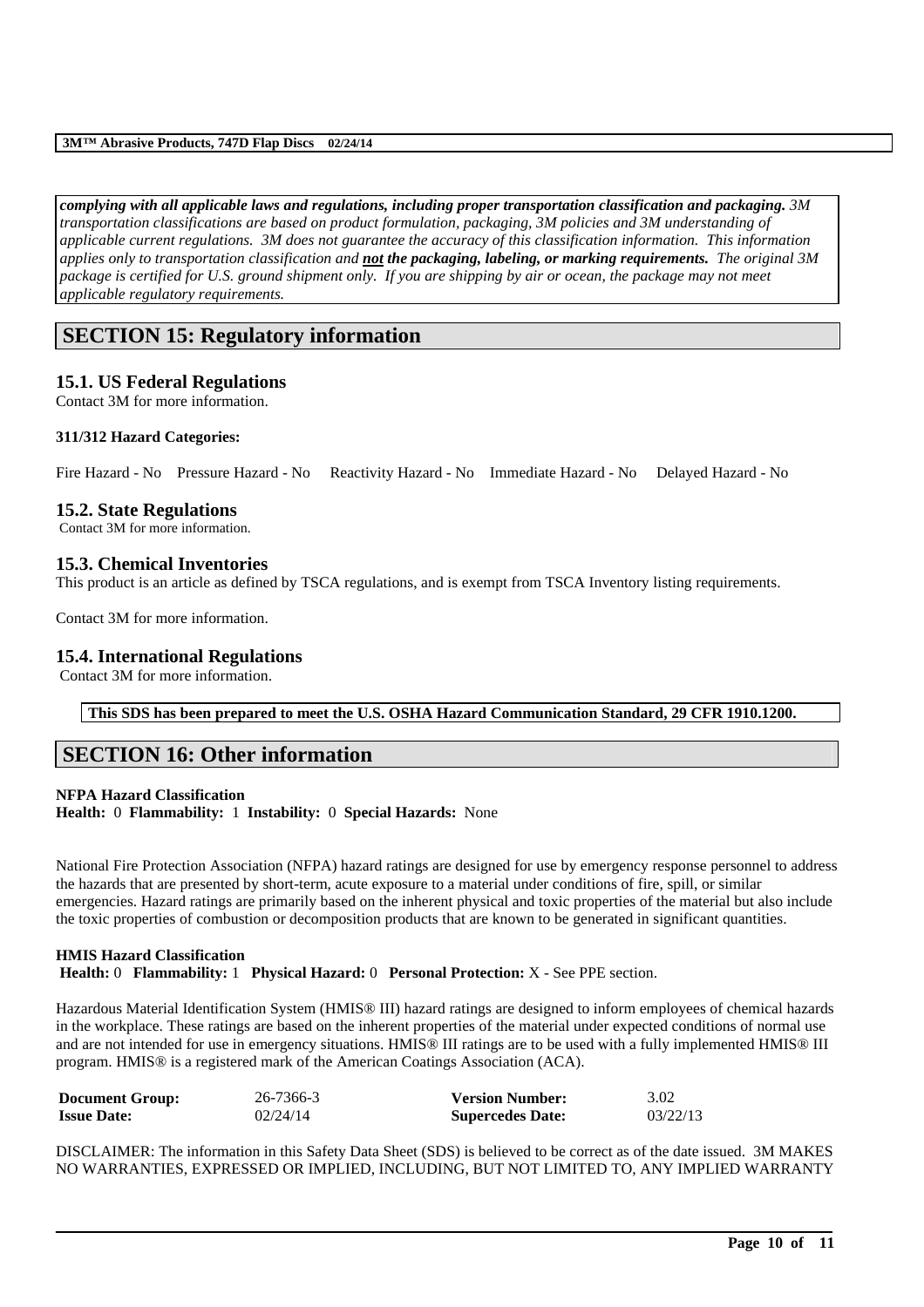***complying with all applicable laws and regulations, including proper transportation classification and packaging.*** *3M transportation classifications are based on product formulation, packaging, 3M policies and 3M understanding of applicable current regulations. 3M does not guarantee the accuracy of this classification information. This information applies only to transportation classification and* ***not the packaging, labeling, or marking requirements.*** *The original 3M package is certified for U.S. ground shipment only. If you are shipping by air or ocean, the package may not meet applicable regulatory requirements.*

# SECTION 15: Regulatory information

## 15.1. US Federal Regulations

Contact 3M for more information.

**311/312 Hazard Categories:**

Fire Hazard - No Pressure Hazard - No Reactivity Hazard - No Immediate Hazard - No Delayed Hazard - No

## 15.2. State Regulations

Contact 3M for more information.

## 15.3. Chemical Inventories

This product is an article as defined by TSCA regulations, and is exempt from TSCA Inventory listing requirements.

Contact 3M for more information.

## 15.4. International Regulations

Contact 3M for more information.

**This SDS has been prepared to meet the U.S. OSHA Hazard Communication Standard, 29 CFR 1910.1200.**

# SECTION 16: Other information

**NFPA Hazard Classification**
**Health:** 0 **Flammability:** 1 **Instability:** 0 **Special Hazards:** None

National Fire Protection Association (NFPA) hazard ratings are designed for use by emergency response personnel to address the hazards that are presented by short-term, acute exposure to a material under conditions of fire, spill, or similar emergencies. Hazard ratings are primarily based on the inherent physical and toxic properties of the material but also include the toxic properties of combustion or decomposition products that are known to be generated in significant quantities.

**HMIS Hazard Classification**
**Health:** 0 **Flammability:** 1 **Physical Hazard:** 0 **Personal Protection:** X - See PPE section.

Hazardous Material Identification System (HMIS® III) hazard ratings are designed to inform employees of chemical hazards in the workplace. These ratings are based on the inherent properties of the material under expected conditions of normal use and are not intended for use in emergency situations. HMIS® III ratings are to be used with a fully implemented HMIS® III program. HMIS® is a registered mark of the American Coatings Association (ACA).

| | | | |
|---|---|---|---|
| **Document Group:** | 26-7366-3 | **Version Number:** | 3.02 |
| **Issue Date:** | 02/24/14 | **Supercedes Date:** | 03/22/13 |

DISCLAIMER: The information in this Safety Data Sheet (SDS) is believed to be correct as of the date issued. 3M MAKES NO WARRANTIES, EXPRESSED OR IMPLIED, INCLUDING, BUT NOT LIMITED TO, ANY IMPLIED WARRANTY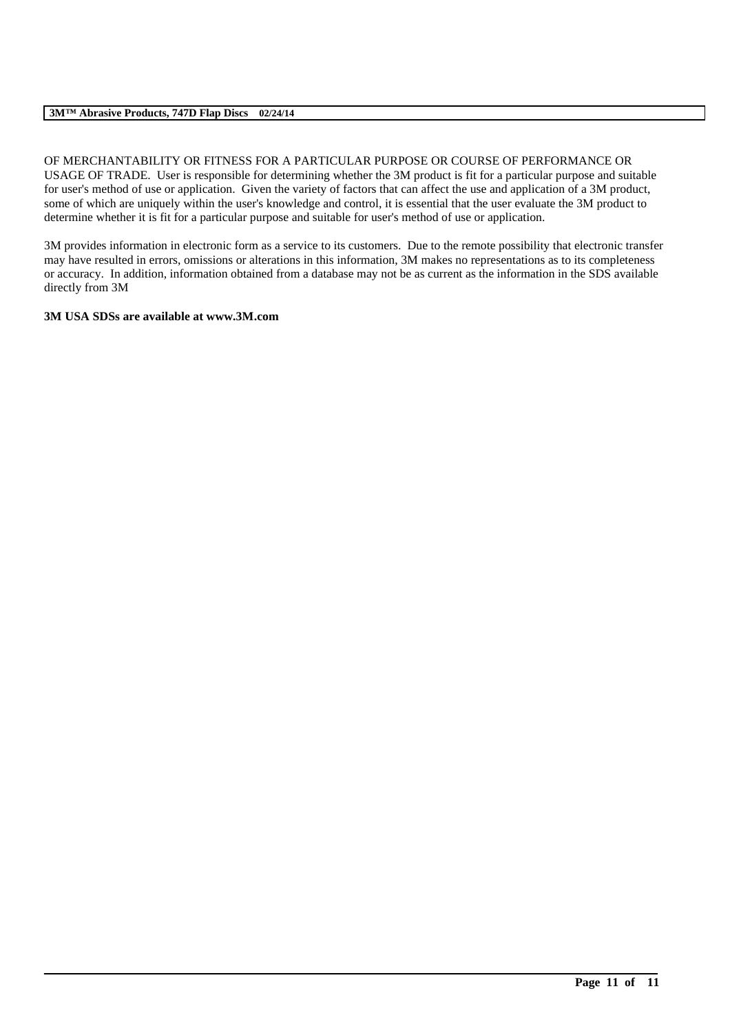OF MERCHANTABILITY OR FITNESS FOR A PARTICULAR PURPOSE OR COURSE OF PERFORMANCE OR USAGE OF TRADE. User is responsible for determining whether the 3M product is fit for a particular purpose and suitable for user's method of use or application. Given the variety of factors that can affect the use and application of a 3M product, some of which are uniquely within the user's knowledge and control, it is essential that the user evaluate the 3M product to determine whether it is fit for a particular purpose and suitable for user's method of use or application.

3M provides information in electronic form as a service to its customers. Due to the remote possibility that electronic transfer may have resulted in errors, omissions or alterations in this information, 3M makes no representations as to its completeness or accuracy. In addition, information obtained from a database may not be as current as the information in the SDS available directly from 3M

**3M USA SDSs are available at www.3M.com**